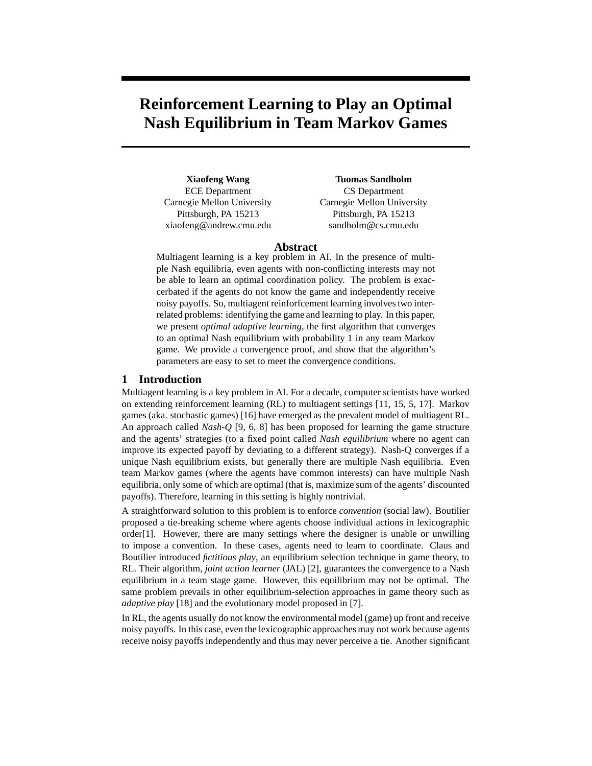# Reinforcement Learning to Play an Optimal Nash Equilibrium in Team Markov Games

**Xiaofeng Wang**
ECE Department
Carnegie Mellon University
Pittsburgh, PA 15213
xiaofeng@andrew.cmu.edu

**Tuomas Sandholm**
CS Department
Carnegie Mellon University
Pittsburgh, PA 15213
sandholm@cs.cmu.edu

## Abstract

Multiagent learning is a key problem in AI. In the presence of multiple Nash equilibria, even agents with non-conflicting interests may not be able to learn an optimal coordination policy. The problem is exaccerbated if the agents do not know the game and independently receive noisy payoffs. So, multiagent reinforfcement learning involves two interrelated problems: identifying the game and learning to play. In this paper, we present *optimal adaptive learning*, the first algorithm that converges to an optimal Nash equilibrium with probability 1 in any team Markov game. We provide a convergence proof, and show that the algorithm's parameters are easy to set to meet the convergence conditions.

## 1 Introduction

Multiagent learning is a key problem in AI. For a decade, computer scientists have worked on extending reinforcement learning (RL) to multiagent settings [11, 15, 5, 17]. Markov games (aka. stochastic games) [16] have emerged as the prevalent model of multiagent RL. An approach called *Nash-Q* [9, 6, 8] has been proposed for learning the game structure and the agents' strategies (to a fixed point called *Nash equilibrium* where no agent can improve its expected payoff by deviating to a different strategy). Nash-Q converges if a unique Nash equilibrium exists, but generally there are multiple Nash equilibria. Even team Markov games (where the agents have common interests) can have multiple Nash equilibria, only some of which are optimal (that is, maximize sum of the agents' discounted payoffs). Therefore, learning in this setting is highly nontrivial.

A straightforward solution to this problem is to enforce *convention* (social law). Boutilier proposed a tie-breaking scheme where agents choose individual actions in lexicographic order[1]. However, there are many settings where the designer is unable or unwilling to impose a convention. In these cases, agents need to learn to coordinate. Claus and Boutilier introduced *fictitious play*, an equilibrium selection technique in game theory, to RL. Their algorithm, *joint action learner* (JAL) [2], guarantees the convergence to a Nash equilibrium in a team stage game. However, this equilibrium may not be optimal. The same problem prevails in other equilibrium-selection approaches in game theory such as *adaptive play* [18] and the evolutionary model proposed in [7].

In RL, the agents usually do not know the environmental model (game) up front and receive noisy payoffs. In this case, even the lexicographic approaches may not work because agents receive noisy payoffs independently and thus may never perceive a tie. Another significant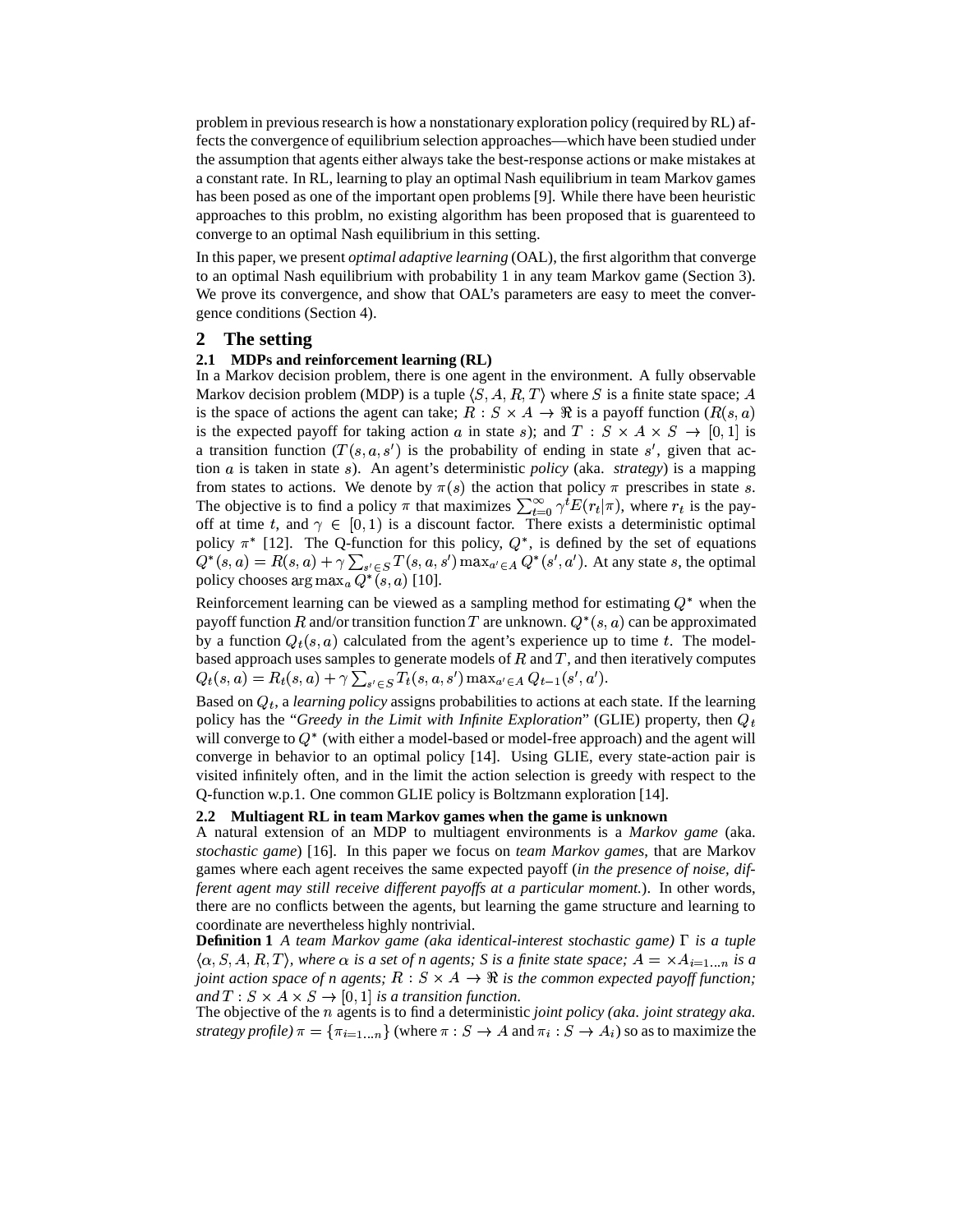problem in previous research is how a nonstationary exploration policy (required by RL) affects the convergence of equilibrium selection approaches—which have been studied under the assumption that agents either always take the best-response actions or make mistakes at a constant rate. In RL, learning to play an optimal Nash equilibrium in team Markov games has been posed as one of the important open problems [9]. While there have been heuristic approaches to this problm, no existing algorithm has been proposed that is guarenteed to converge to an optimal Nash equilibrium in this setting.

In this paper, we present *optimal adaptive learning* (OAL), the first algorithm that converge to an optimal Nash equilibrium with probability 1 in any team Markov game (Section 3). We prove its convergence, and show that OAL's parameters are easy to meet the convergence conditions (Section 4).

## 2 The setting

### 2.1 MDPs and reinforcement learning (RL)

In a Markov decision problem, there is one agent in the environment. A fully observable Markov decision problem (MDP) is a tuple $\langle S, A, R, T \rangle$ where $S$ is a finite state space; $A$ is the space of actions the agent can take; $R : S \times A \to \Re$ is a payoff function ($R(s, a)$ is the expected payoff for taking action $a$ in state $s$); and $T : S \times A \times S \to [0, 1]$ is a transition function ($T(s, a, s')$ is the probability of ending in state $s'$, given that action $a$ is taken in state $s$). An agent's deterministic *policy* (aka. *strategy*) is a mapping from states to actions. We denote by $\pi(s)$ the action that policy $\pi$ prescribes in state $s$. The objective is to find a policy $\pi$ that maximizes $\sum_{t=0}^{\infty} \gamma^t E(r_t|\pi)$, where $r_t$ is the payoff at time $t$, and $\gamma \in [0, 1)$ is a discount factor. There exists a deterministic optimal policy $\pi^*$ [12]. The Q-function for this policy, $Q^*$, is defined by the set of equations $Q^*(s, a) = R(s, a) + \gamma \sum_{s' \in S} T(s, a, s') \max_{a' \in A} Q^*(s', a')$. At any state $s$, the optimal policy chooses $\arg\max_a Q^*(s, a)$ [10].

Reinforcement learning can be viewed as a sampling method for estimating $Q^*$ when the payoff function $R$ and/or transition function $T$ are unknown. $Q^*(s, a)$ can be approximated by a function $Q_t(s, a)$ calculated from the agent's experience up to time $t$. The model-based approach uses samples to generate models of $R$ and $T$, and then iteratively computes $Q_t(s, a) = R_t(s, a) + \gamma \sum_{s' \in S} T_t(s, a, s') \max_{a' \in A} Q_{t-1}(s', a')$.

Based on $Q_t$, a *learning policy* assigns probabilities to actions at each state. If the learning policy has the "*Greedy in the Limit with Infinite Exploration*" (GLIE) property, then $Q_t$ will converge to $Q^*$ (with either a model-based or model-free approach) and the agent will converge in behavior to an optimal policy [14]. Using GLIE, every state-action pair is visited infinitely often, and in the limit the action selection is greedy with respect to the Q-function w.p.1. One common GLIE policy is Boltzmann exploration [14].

### 2.2 Multiagent RL in team Markov games when the game is unknown

A natural extension of an MDP to multiagent environments is a *Markov game* (aka. *stochastic game*) [16]. In this paper we focus on *team Markov games*, that are Markov games where each agent receives the same expected payoff (*in the presence of noise, different agent may still receive different payoffs at a particular moment.*). In other words, there are no conflicts between the agents, but learning the game structure and learning to coordinate are nevertheless highly nontrivial.

**Definition 1** *A team Markov game (aka identical-interest stochastic game) $\Gamma$ is a tuple $\langle \alpha, S, A, R, T \rangle$, where $\alpha$ is a set of n agents; S is a finite state space; $A = \times A_{i=1 \ldots n}$ is a joint action space of n agents; $R : S \times A \to \Re$ is the common expected payoff function; and $T : S \times A \times S \to [0, 1]$ is a transition function.*

The objective of the $n$ agents is to find a deterministic *joint policy (aka. joint strategy aka. strategy profile)* $\pi = \{\pi_{i=1 \ldots n}\}$ (where $\pi : S \to A$ and $\pi_i : S \to A_i$) so as to maximize the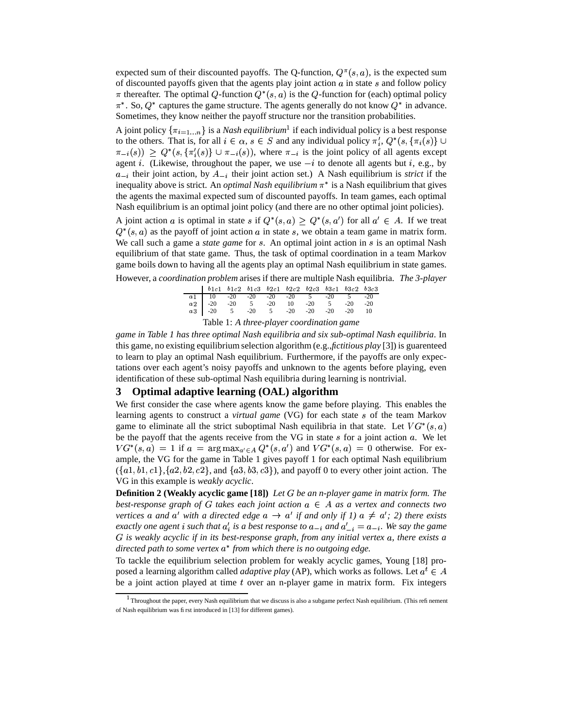expected sum of their discounted payoffs. The Q-function, $Q^\pi(s,a)$, is the expected sum of discounted payoffs given that the agents play joint action $a$ in state $s$ and follow policy $\pi$ thereafter. The optimal $Q$-function $Q^*(s,a)$ is the $Q$-function for (each) optimal policy $\pi^*$. So, $Q^*$ captures the game structure. The agents generally do not know $Q^*$ in advance. Sometimes, they know neither the payoff structure nor the transition probabilities.

A joint policy $\{\pi_{i=1\ldots n}\}$ is a *Nash equilibrium*[1] if each individual policy is a best response to the others. That is, for all $i \in \alpha$, $s \in S$ and any individual policy $\pi_i'$, $Q^*(s, \{\pi_i(s)\} \cup \pi_{-i}(s)) \geq Q^*(s, \{\pi_i'(s)\} \cup \pi_{-i}(s))$, where $\pi_{-i}$ is the joint policy of all agents except agent $i$. (Likewise, throughout the paper, we use $-i$ to denote all agents but $i$, e.g., by $a_{-i}$ their joint action, by $A_{-i}$ their joint action set.) A Nash equilibrium is *strict* if the inequality above is strict. An *optimal Nash equilibrium* $\pi^*$ is a Nash equilibrium that gives the agents the maximal expected sum of discounted payoffs. In team games, each optimal Nash equilibrium is an optimal joint policy (and there are no other optimal joint policies).

A joint action $a$ is optimal in state $s$ if $Q^*(s,a) \geq Q^*(s,a')$ for all $a' \in A$. If we treat $Q^*(s,a)$ as the payoff of joint action $a$ in state $s$, we obtain a team game in matrix form. We call such a game a *state game* for $s$. An optimal joint action in $s$ is an optimal Nash equilibrium of that state game. Thus, the task of optimal coordination in a team Markov game boils down to having all the agents play an optimal Nash equilibrium in state games.

However, a *coordination problem* arises if there are multiple Nash equilibria. *The 3-player game in Table 1 has three optimal Nash equilibria and six sub-optimal Nash equilibria*. In this game, no existing equilibrium selection algorithm (e.g.,*fictitious play* [3]) is guarenteed to learn to play an optimal Nash equilibrium. Furthermore, if the payoffs are only expectations over each agent's noisy payoffs and unknown to the agents before playing, even identification of these sub-optimal Nash equilibria during learning is nontrivial.

| | $b1c1$ | $b1c2$ | $b1c3$ | $b2c1$ | $b2c2$ | $b2c3$ | $b3c1$ | $b3c2$ | $b3c3$ |
|---|---|---|---|---|---|---|---|---|---|
| $a1$ | 10 | -20 | -20 | -20 | -20 | 5 | -20 | 5 | -20 |
| $a2$ | -20 | -20 | 5 | -20 | 10 | -20 | 5 | -20 | -20 |
| $a3$ | -20 | 5 | -20 | 5 | -20 | -20 | -20 | -20 | 10 |

Table 1: *A three-player coordination game*

## 3 Optimal adaptive learning (OAL) algorithm

We first consider the case where agents know the game before playing. This enables the learning agents to construct a *virtual game* (VG) for each state $s$ of the team Markov game to eliminate all the strict suboptimal Nash equilibria in that state. Let $VG^*(s,a)$ be the payoff that the agents receive from the VG in state $s$ for a joint action $a$. We let $VG^*(s,a) = 1$ if $a = \arg\max_{a' \in A} Q^*(s,a')$ and $VG^*(s,a) = 0$ otherwise. For example, the VG for the game in Table 1 gives payoff 1 for each optimal Nash equilibrium ($\{a1, b1, c1\}$,$\{a2, b2, c2\}$, and $\{a3, b3, c3\}$), and payoff 0 to every other joint action. The VG in this example is *weakly acyclic*.

**Definition 2 (Weakly acyclic game [18])** *Let $G$ be an n-player game in matrix form. The best-response graph of $G$ takes each joint action $a \in A$ as a vertex and connects two vertices $a$ and $a'$ with a directed edge $a \rightarrow a'$ if and only if 1) $a \neq a'$; 2) there exists exactly one agent $i$ such that $a_i'$ is a best response to $a_{-i}$ and $a_{-i}' = a_{-i}$. We say the game $G$ is weakly acyclic if in its best-response graph, from any initial vertex $a$, there exists a directed path to some vertex $a^*$ from which there is no outgoing edge.*

To tackle the equilibrium selection problem for weakly acyclic games, Young [18] proposed a learning algorithm called *adaptive play* (AP), which works as follows. Let $a^t \in A$ be a joint action played at time $t$ over an n-player game in matrix form. Fix integers

[1] Throughout the paper, every Nash equilibrium that we discuss is also a subgame perfect Nash equilibrium. (This refinement of Nash equilibrium was first introduced in [13] for different games).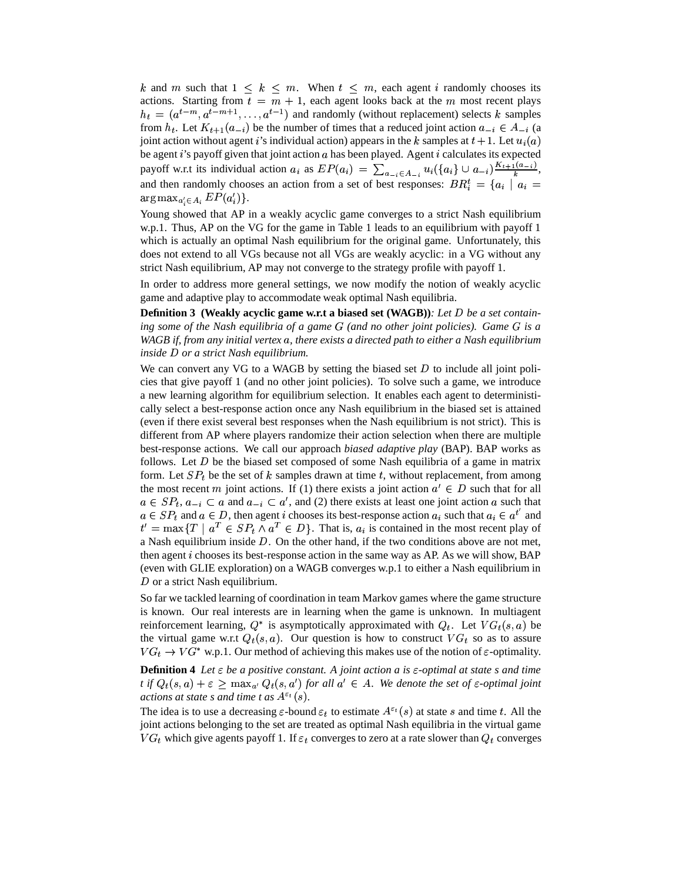$k$ and $m$ such that $1 \leq k \leq m$. When $t \leq m$, each agent $i$ randomly chooses its actions. Starting from $t = m + 1$, each agent looks back at the $m$ most recent plays $h_t = (a^{t-m}, a^{t-m+1}, \ldots, a^{t-1})$ and randomly (without replacement) selects $k$ samples from $h_t$. Let $K_{t+1}(a_{-i})$ be the number of times that a reduced joint action $a_{-i} \in A_{-i}$ (a joint action without agent $i$'s individual action) appears in the $k$ samples at $t+1$. Let $u_i(a)$ be agent $i$'s payoff given that joint action $a$ has been played. Agent $i$ calculates its expected payoff w.r.t its individual action $a_i$ as $EP(a_i) = \sum_{a_{-i} \in A_{-i}} u_i(\{a_i\} \cup a_{-i}) \frac{K_{t+1}(a_{-i})}{k}$, and then randomly chooses an action from a set of best responses: $BR_i^t = \{a_i \mid a_i = \arg\max_{a_i' \in A_i} EP(a_i')\}$.

Young showed that AP in a weakly acyclic game converges to a strict Nash equilibrium w.p.1. Thus, AP on the VG for the game in Table 1 leads to an equilibrium with payoff 1 which is actually an optimal Nash equilibrium for the original game. Unfortunately, this does not extend to all VGs because not all VGs are weakly acyclic: in a VG without any strict Nash equilibrium, AP may not converge to the strategy profile with payoff 1.

In order to address more general settings, we now modify the notion of weakly acyclic game and adaptive play to accommodate weak optimal Nash equilibria.

**Definition 3 (Weakly acyclic game w.r.t a biased set (WAGB))***: Let $D$ be a set containing some of the Nash equilibria of a game $G$ (and no other joint policies). Game $G$ is a WAGB if, from any initial vertex $a$, there exists a directed path to either a Nash equilibrium inside $D$ or a strict Nash equilibrium.*

We can convert any VG to a WAGB by setting the biased set $D$ to include all joint policies that give payoff 1 (and no other joint policies). To solve such a game, we introduce a new learning algorithm for equilibrium selection. It enables each agent to deterministically select a best-response action once any Nash equilibrium in the biased set is attained (even if there exist several best responses when the Nash equilibrium is not strict). This is different from AP where players randomize their action selection when there are multiple best-response actions. We call our approach *biased adaptive play* (BAP). BAP works as follows. Let $D$ be the biased set composed of some Nash equilibria of a game in matrix form. Let $SP_t$ be the set of $k$ samples drawn at time $t$, without replacement, from among the most recent $m$ joint actions. If (1) there exists a joint action $a' \in D$ such that for all $a \in SP_t$, $a_{-i} \subset a$ and $a_{-i} \subset a'$, and (2) there exists at least one joint action $a$ such that $a \in SP_t$ and $a \in D$, then agent $i$ chooses its best-response action $a_i$ such that $a_i \in a^{t'}$ and $t' = \max\{T \mid a^T \in SP_t \wedge a^T \in D\}$. That is, $a_i$ is contained in the most recent play of a Nash equilibrium inside $D$. On the other hand, if the two conditions above are not met, then agent $i$ chooses its best-response action in the same way as AP. As we will show, BAP (even with GLIE exploration) on a WAGB converges w.p.1 to either a Nash equilibrium in $D$ or a strict Nash equilibrium.

So far we tackled learning of coordination in team Markov games where the game structure is known. Our real interests are in learning when the game is unknown. In multiagent reinforcement learning, $Q^*$ is asymptotically approximated with $Q_t$. Let $VG_t(s, a)$ be the virtual game w.r.t $Q_t(s, a)$. Our question is how to construct $VG_t$ so as to assure $VG_t \rightarrow VG^*$ w.p.1. Our method of achieving this makes use of the notion of $\varepsilon$-optimality.

**Definition 4** *Let $\varepsilon$ be a positive constant. A joint action a is $\varepsilon$-optimal at state s and time t if $Q_t(s, a) + \varepsilon \geq \max_{a'} Q_t(s, a')$ for all $a' \in A$. We denote the set of $\varepsilon$-optimal joint actions at state s and time t as $A^{\varepsilon_t}(s)$.*

The idea is to use a decreasing $\varepsilon$-bound $\varepsilon_t$ to estimate $A^{\varepsilon_t}(s)$ at state $s$ and time $t$. All the joint actions belonging to the set are treated as optimal Nash equilibria in the virtual game $VG_t$ which give agents payoff 1. If $\varepsilon_t$ converges to zero at a rate slower than $Q_t$ converges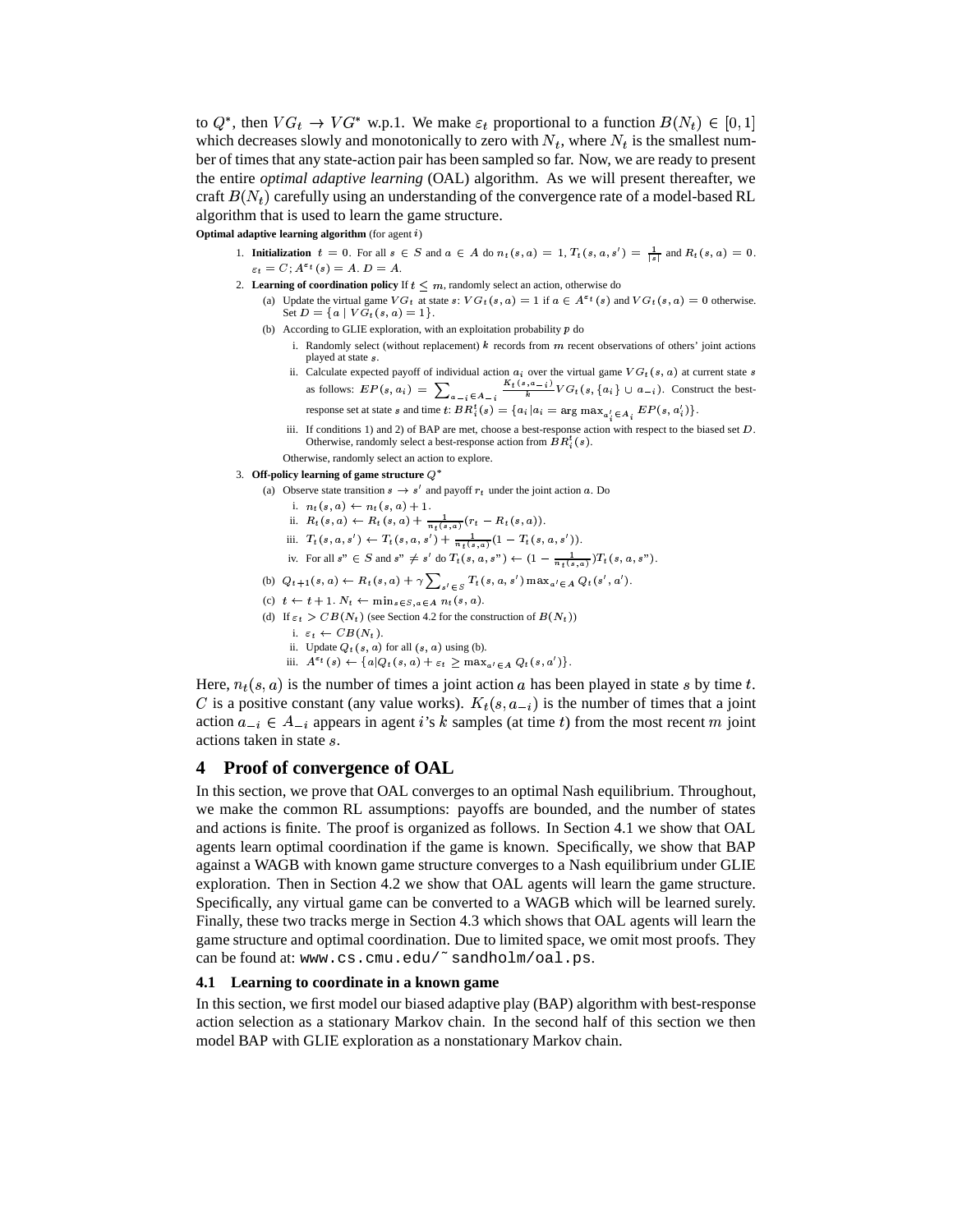to $Q^*$, then $VG_t \to VG^*$ w.p.1. We make $\varepsilon_t$ proportional to a function $B(N_t) \in [0,1]$ which decreases slowly and monotonically to zero with $N_t$, where $N_t$ is the smallest number of times that any state-action pair has been sampled so far. Now, we are ready to present the entire *optimal adaptive learning* (OAL) algorithm. As we will present thereafter, we craft $B(N_t)$ carefully using an understanding of the convergence rate of a model-based RL algorithm that is used to learn the game structure.

**Optimal adaptive learning algorithm** (for agent $i$)

1. **Initialization** $t = 0$. For all $s \in S$ and $a \in A$ do $n_t(s,a) = 1$, $T_t(s,a,s') = \frac{1}{|s|}$ and $R_t(s,a) = 0$. $\varepsilon_t = C$; $A^{\varepsilon_t}(s) = A$. $D = A$.
2. **Learning of coordination policy** If $t \leq m$, randomly select an action, otherwise do
   (a) Update the virtual game $VG_t$ at state $s$: $VG_t(s,a) = 1$ if $a \in A^{\varepsilon_t}(s)$ and $VG_t(s,a) = 0$ otherwise. Set $D = \{a \mid VG_t(s,a) = 1\}$.
   (b) According to GLIE exploration, with an exploitation probability $p$ do
      i. Randomly select (without replacement) $k$ records from $m$ recent observations of others' joint actions played at state $s$.
      ii. Calculate expected payoff of individual action $a_i$ over the virtual game $VG_t(s,a)$ at current state $s$ as follows: $EP(s,a_i) = \sum_{a_{-i} \in A_{-i}} \frac{K_t(s,a_{-i})}{k} VG_t(s, \{a_i\} \cup a_{-i})$. Construct the best-response set at state $s$ and time $t$: $BR_i^t(s) = \{a_i | a_i = \arg\max_{a_i' \in A_i} EP(s,a_i')\}$.
      iii. If conditions 1) and 2) of BAP are met, choose a best-response action with respect to the biased set $D$. Otherwise, randomly select a best-response action from $BR_i^t(s)$.

      Otherwise, randomly select an action to explore.
3. **Off-policy learning of game structure** $Q^*$
   (a) Observe state transition $s \to s'$ and payoff $r_t$ under the joint action $a$. Do
      i. $n_t(s,a) \leftarrow n_t(s,a) + 1$.
      ii. $R_t(s,a) \leftarrow R_t(s,a) + \frac{1}{n_t(s,a)}(r_t - R_t(s,a))$.
      iii. $T_t(s,a,s') \leftarrow T_t(s,a,s') + \frac{1}{n_t(s,a)}(1 - T_t(s,a,s'))$.
      iv. For all $s" \in S$ and $s" \neq s'$ do $T_t(s,a,s") \leftarrow (1 - \frac{1}{n_t(s,a)})T_t(s,a,s")$.

   (b) $Q_{t+1}(s,a) \leftarrow R_t(s,a) + \gamma \sum_{s' \in S} T_t(s,a,s') \max_{a' \in A} Q_t(s',a')$.
   (c) $t \leftarrow t+1$. $N_t \leftarrow \min_{s \in S, a \in A} n_t(s,a)$.
   (d) If $\varepsilon_t > CB(N_t)$ (see Section 4.2 for the construction of $B(N_t)$)
      i. $\varepsilon_t \leftarrow CB(N_t)$.
      ii. Update $Q_t(s,a)$ for all $(s,a)$ using (b).
      iii. $A^{\varepsilon_t}(s) \leftarrow \{a | Q_t(s,a) + \varepsilon_t \geq \max_{a' \in A} Q_t(s,a')\}$.

Here, $n_t(s,a)$ is the number of times a joint action $a$ has been played in state $s$ by time $t$. $C$ is a positive constant (any value works). $K_t(s,a_{-i})$ is the number of times that a joint action $a_{-i} \in A_{-i}$ appears in agent $i$'s $k$ samples (at time $t$) from the most recent $m$ joint actions taken in state $s$.

## 4 Proof of convergence of OAL

In this section, we prove that OAL converges to an optimal Nash equilibrium. Throughout, we make the common RL assumptions: payoffs are bounded, and the number of states and actions is finite. The proof is organized as follows. In Section 4.1 we show that OAL agents learn optimal coordination if the game is known. Specifically, we show that BAP against a WAGB with known game structure converges to a Nash equilibrium under GLIE exploration. Then in Section 4.2 we show that OAL agents will learn the game structure. Specifically, any virtual game can be converted to a WAGB which will be learned surely. Finally, these two tracks merge in Section 4.3 which shows that OAL agents will learn the game structure and optimal coordination. Due to limited space, we omit most proofs. They can be found at: www.cs.cmu.edu/~sandholm/oal.ps.

### 4.1 Learning to coordinate in a known game

In this section, we first model our biased adaptive play (BAP) algorithm with best-response action selection as a stationary Markov chain. In the second half of this section we then model BAP with GLIE exploration as a nonstationary Markov chain.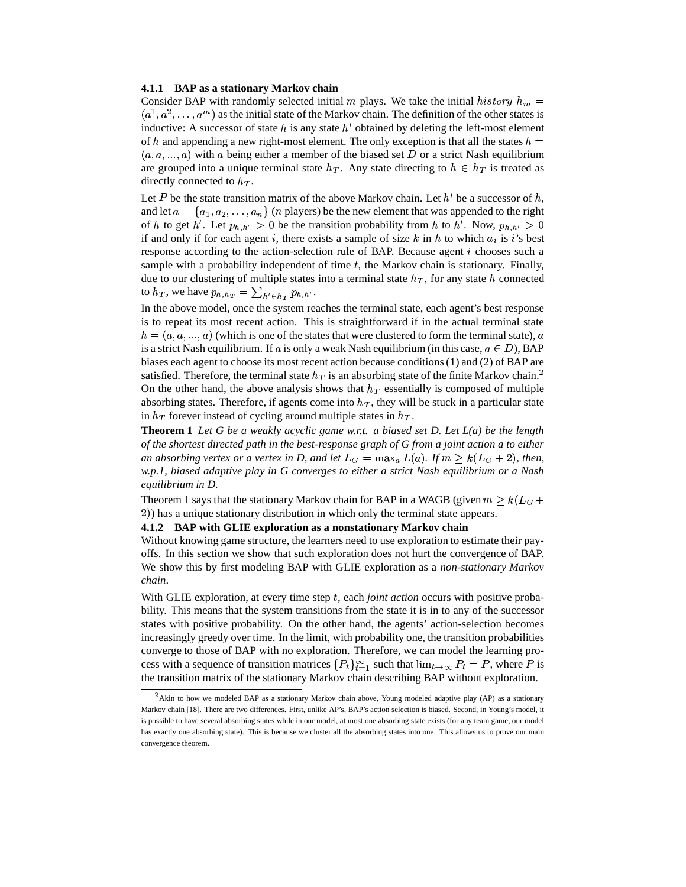#### 4.1.1 BAP as a stationary Markov chain

Consider BAP with randomly selected initial $m$ plays. We take the initial $history$ $h_m = (a^1, a^2, \ldots, a^m)$ as the initial state of the Markov chain. The definition of the other states is inductive: A successor of state $h$ is any state $h'$ obtained by deleting the left-most element of $h$ and appending a new right-most element. The only exception is that all the states $h = (a, a, ..., a)$ with $a$ being either a member of the biased set $D$ or a strict Nash equilibrium are grouped into a unique terminal state $h_T$. Any state directing to $h \in h_T$ is treated as directly connected to $h_T$.

Let $P$ be the state transition matrix of the above Markov chain. Let $h'$ be a successor of $h$, and let $a = \{a_1, a_2, \ldots, a_n\}$ ($n$ players) be the new element that was appended to the right of $h$ to get $h'$. Let $p_{h,h'} > 0$ be the transition probability from $h$ to $h'$. Now, $p_{h,h'} > 0$ if and only if for each agent $i$, there exists a sample of size $k$ in $h$ to which $a_i$ is $i$'s best response according to the action-selection rule of BAP. Because agent $i$ chooses such a sample with a probability independent of time $t$, the Markov chain is stationary. Finally, due to our clustering of multiple states into a terminal state $h_T$, for any state $h$ connected to $h_T$, we have $p_{h,h_T} = \sum_{h' \in h_T} p_{h,h'}$.

In the above model, once the system reaches the terminal state, each agent's best response is to repeat its most recent action. This is straightforward if in the actual terminal state $h = (a, a, ..., a)$ (which is one of the states that were clustered to form the terminal state), $a$ is a strict Nash equilibrium. If $a$ is only a weak Nash equilibrium (in this case, $a \in D$), BAP biases each agent to choose its most recent action because conditions (1) and (2) of BAP are satisfied. Therefore, the terminal state $h_T$ is an absorbing state of the finite Markov chain.[2] On the other hand, the above analysis shows that $h_T$ essentially is composed of multiple absorbing states. Therefore, if agents come into $h_T$, they will be stuck in a particular state in $h_T$ forever instead of cycling around multiple states in $h_T$.

**Theorem 1** *Let G be a weakly acyclic game w.r.t. a biased set D. Let L(a) be the length of the shortest directed path in the best-response graph of G from a joint action a to either an absorbing vertex or a vertex in D, and let* $L_G = \max_a L(a)$*. If* $m \geq k(L_G + 2)$*, then, w.p.1, biased adaptive play in G converges to either a strict Nash equilibrium or a Nash equilibrium in D.*

Theorem 1 says that the stationary Markov chain for BAP in a WAGB (given $m \geq k(L_G + 2)$) has a unique stationary distribution in which only the terminal state appears.

#### 4.1.2 BAP with GLIE exploration as a nonstationary Markov chain

Without knowing game structure, the learners need to use exploration to estimate their payoffs. In this section we show that such exploration does not hurt the convergence of BAP. We show this by first modeling BAP with GLIE exploration as a *non-stationary Markov chain*.

With GLIE exploration, at every time step $t$, each *joint action* occurs with positive probability. This means that the system transitions from the state it is in to any of the successor states with positive probability. On the other hand, the agents' action-selection becomes increasingly greedy over time. In the limit, with probability one, the transition probabilities converge to those of BAP with no exploration. Therefore, we can model the learning process with a sequence of transition matrices $\{P_t\}_{t=1}^{\infty}$ such that $\lim_{t\to\infty} P_t = P$, where $P$ is the transition matrix of the stationary Markov chain describing BAP without exploration.

---

[2] Akin to how we modeled BAP as a stationary Markov chain above, Young modeled adaptive play (AP) as a stationary Markov chain [18]. There are two differences. First, unlike AP's, BAP's action selection is biased. Second, in Young's model, it is possible to have several absorbing states while in our model, at most one absorbing state exists (for any team game, our model has exactly one absorbing state). This is because we cluster all the absorbing states into one. This allows us to prove our main convergence theorem.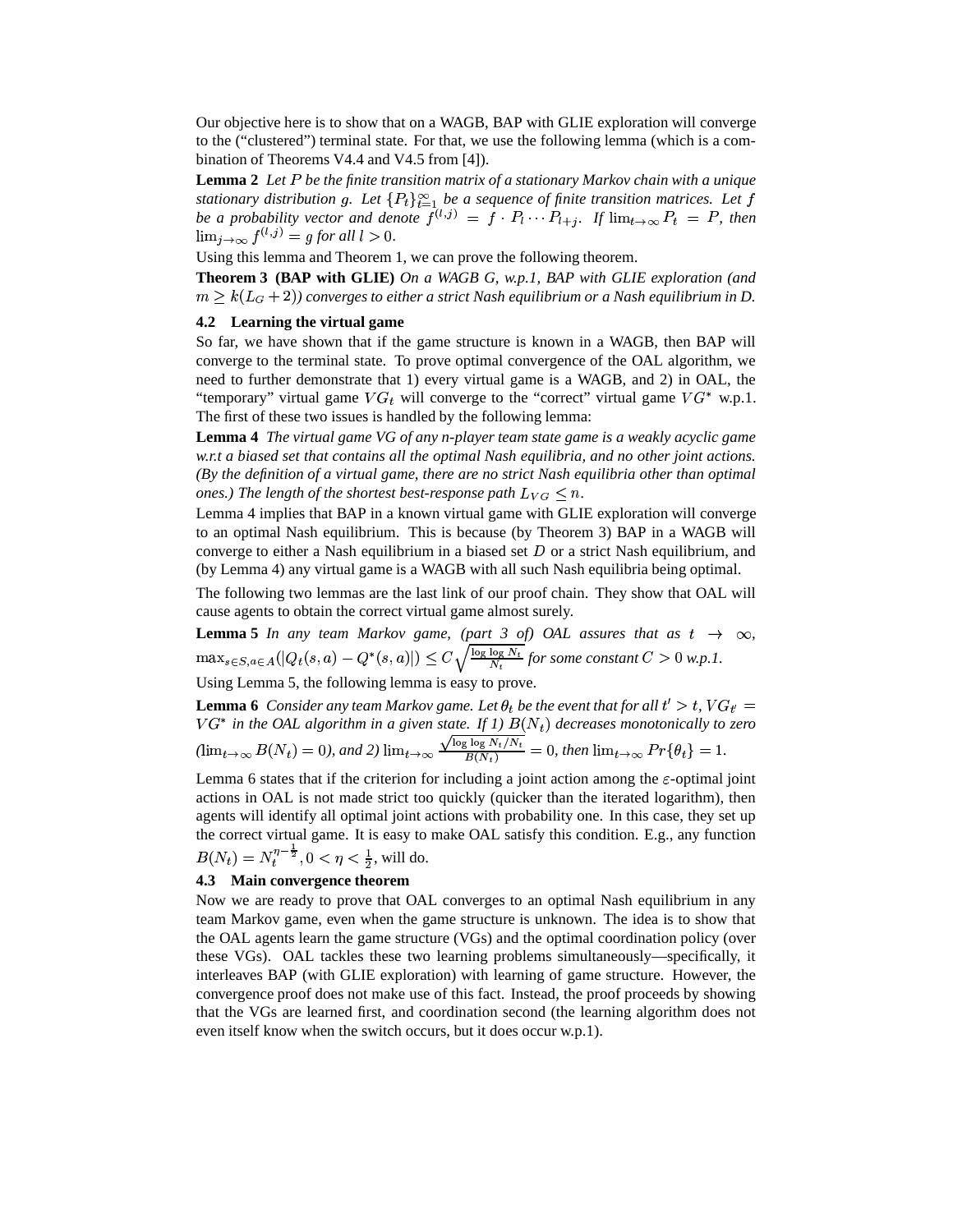Our objective here is to show that on a WAGB, BAP with GLIE exploration will converge to the ("clustered") terminal state. For that, we use the following lemma (which is a combination of Theorems V4.4 and V4.5 from [4]).

**Lemma 2** *Let $P$ be the finite transition matrix of a stationary Markov chain with a unique stationary distribution $g$. Let $\{P_t\}_{t=1}^{\infty}$ be a sequence of finite transition matrices. Let $f$ be a probability vector and denote $f^{(l,j)} = f \cdot P_l \cdots P_{l+j}$. If $\lim_{t\to\infty} P_t = P$, then $\lim_{j\to\infty} f^{(l,j)} = g$ for all $l > 0$.*

Using this lemma and Theorem 1, we can prove the following theorem.

**Theorem 3 (BAP with GLIE)** *On a WAGB $G$, w.p.1, BAP with GLIE exploration (and $m \geq k(L_G + 2)$) converges to either a strict Nash equilibrium or a Nash equilibrium in D.*

### 4.2 Learning the virtual game

So far, we have shown that if the game structure is known in a WAGB, then BAP will converge to the terminal state. To prove optimal convergence of the OAL algorithm, we need to further demonstrate that 1) every virtual game is a WAGB, and 2) in OAL, the "temporary" virtual game $VG_t$ will converge to the "correct" virtual game $VG^*$ w.p.1. The first of these two issues is handled by the following lemma:

**Lemma 4** *The virtual game VG of any n-player team state game is a weakly acyclic game w.r.t a biased set that contains all the optimal Nash equilibria, and no other joint actions. (By the definition of a virtual game, there are no strict Nash equilibria other than optimal ones.) The length of the shortest best-response path $L_{VG} \leq n$.*

Lemma 4 implies that BAP in a known virtual game with GLIE exploration will converge to an optimal Nash equilibrium. This is because (by Theorem 3) BAP in a WAGB will converge to either a Nash equilibrium in a biased set $D$ or a strict Nash equilibrium, and (by Lemma 4) any virtual game is a WAGB with all such Nash equilibria being optimal.

The following two lemmas are the last link of our proof chain. They show that OAL will cause agents to obtain the correct virtual game almost surely.

**Lemma 5** *In any team Markov game, (part 3 of) OAL assures that as $t \to \infty$, $\max_{s\in S, a\in A}(|Q_t(s,a) - Q^*(s,a)|) \leq C\sqrt{\frac{\log\log N_t}{N_t}}$ for some constant $C > 0$ w.p.1.*

Using Lemma 5, the following lemma is easy to prove.

**Lemma 6** *Consider any team Markov game. Let $\theta_t$ be the event that for all $t' > t$, $VG_{t'} = VG^*$ in the OAL algorithm in a given state. If 1) $B(N_t)$ decreases monotonically to zero ($\lim_{t\to\infty} B(N_t) = 0$), and 2) $\lim_{t\to\infty} \frac{\sqrt{\log\log N_t / N_t}}{B(N_t)} = 0$, then $\lim_{t\to\infty} Pr\{\theta_t\} = 1$.*

Lemma 6 states that if the criterion for including a joint action among the $\varepsilon$-optimal joint actions in OAL is not made strict too quickly (quicker than the iterated logarithm), then agents will identify all optimal joint actions with probability one. In this case, they set up the correct virtual game. It is easy to make OAL satisfy this condition. E.g., any function $B(N_t) = N_t^{\eta - \frac{1}{2}}, 0 < \eta < \frac{1}{2}$, will do.

### 4.3 Main convergence theorem

Now we are ready to prove that OAL converges to an optimal Nash equilibrium in any team Markov game, even when the game structure is unknown. The idea is to show that the OAL agents learn the game structure (VGs) and the optimal coordination policy (over these VGs). OAL tackles these two learning problems simultaneously—specifically, it interleaves BAP (with GLIE exploration) with learning of game structure. However, the convergence proof does not make use of this fact. Instead, the proof proceeds by showing that the VGs are learned first, and coordination second (the learning algorithm does not even itself know when the switch occurs, but it does occur w.p.1).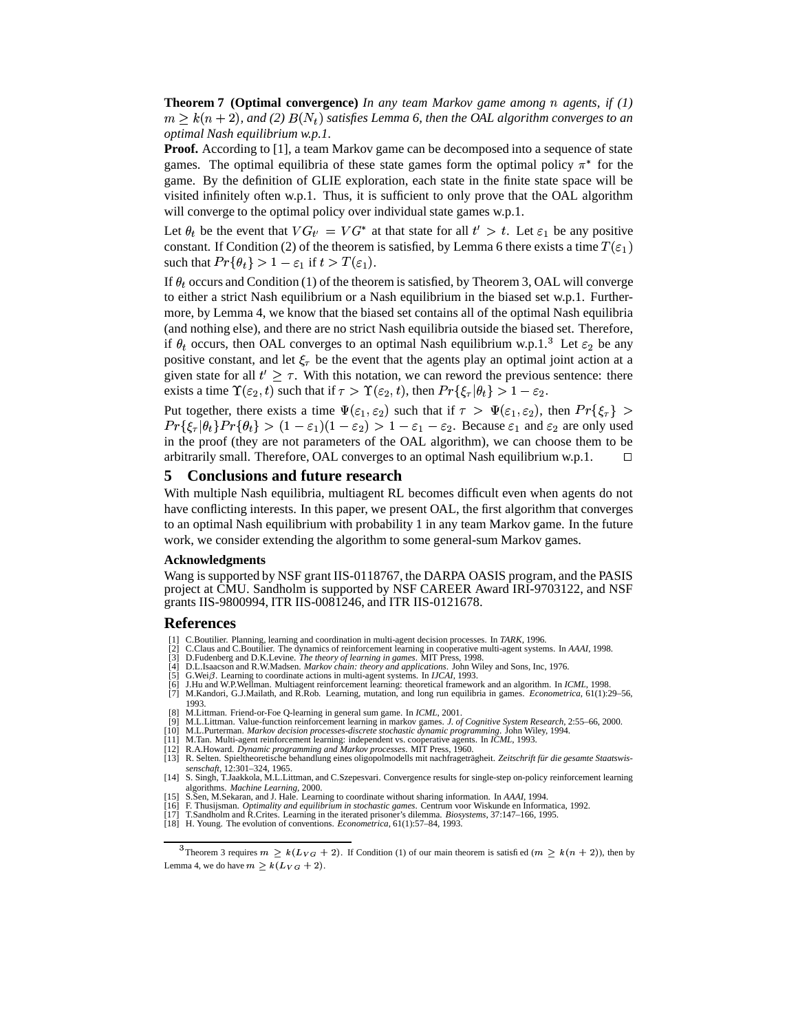**Theorem 7 (Optimal convergence)** *In any team Markov game among $n$ agents, if (1) $m \geq k(n+2)$, and (2) $B(N_t)$ satisfies Lemma 6, then the OAL algorithm converges to an optimal Nash equilibrium w.p.1.*

**Proof.** According to [1], a team Markov game can be decomposed into a sequence of state games. The optimal equilibria of these state games form the optimal policy $\pi^*$ for the game. By the definition of GLIE exploration, each state in the finite state space will be visited infinitely often w.p.1. Thus, it is sufficient to only prove that the OAL algorithm will converge to the optimal policy over individual state games w.p.1.

Let $\theta_t$ be the event that $VG_{t'} = VG^*$ at that state for all $t' > t$. Let $\varepsilon_1$ be any positive constant. If Condition (2) of the theorem is satisfied, by Lemma 6 there exists a time $T(\varepsilon_1)$ such that $Pr\{\theta_t\} > 1 - \varepsilon_1$ if $t > T(\varepsilon_1)$.

If $\theta_t$ occurs and Condition (1) of the theorem is satisfied, by Theorem 3, OAL will converge to either a strict Nash equilibrium or a Nash equilibrium in the biased set w.p.1. Furthermore, by Lemma 4, we know that the biased set contains all of the optimal Nash equilibria (and nothing else), and there are no strict Nash equilibria outside the biased set. Therefore, if $\theta_t$ occurs, then OAL converges to an optimal Nash equilibrium w.p.1.[3] Let $\varepsilon_2$ be any positive constant, and let $\xi_\tau$ be the event that the agents play an optimal joint action at a given state for all $t' \geq \tau$. With this notation, we can reword the previous sentence: there exists a time $\Upsilon(\varepsilon_2, t)$ such that if $\tau > \Upsilon(\varepsilon_2, t)$, then $Pr\{\xi_\tau | \theta_t\} > 1 - \varepsilon_2$.

Put together, there exists a time $\Psi(\varepsilon_1, \varepsilon_2)$ such that if $\tau > \Psi(\varepsilon_1, \varepsilon_2)$, then $Pr\{\xi_\tau\} > Pr\{\xi_\tau|\theta_t\}Pr\{\theta_t\} > (1-\varepsilon_1)(1-\varepsilon_2) > 1 - \varepsilon_1 - \varepsilon_2$. Because $\varepsilon_1$ and $\varepsilon_2$ are only used in the proof (they are not parameters of the OAL algorithm), we can choose them to be arbitrarily small. Therefore, OAL converges to an optimal Nash equilibrium w.p.1. □

## 5 Conclusions and future research

With multiple Nash equilibria, multiagent RL becomes difficult even when agents do not have conflicting interests. In this paper, we present OAL, the first algorithm that converges to an optimal Nash equilibrium with probability 1 in any team Markov game. In the future work, we consider extending the algorithm to some general-sum Markov games.

### Acknowledgments

Wang is supported by NSF grant IIS-0118767, the DARPA OASIS program, and the PASIS project at CMU. Sandholm is supported by NSF CAREER Award IRI-9703122, and NSF grants IIS-9800994, ITR IIS-0081246, and ITR IIS-0121678.

## References

[1] C.Boutilier. Planning, learning and coordination in multi-agent decision processes. In *TARK*, 1996.

[2] C.Claus and C.Boutilier. The dynamics of reinforcement learning in cooperative multi-agent systems. In *AAAI*, 1998.

[3] D.Fudenberg and D.K.Levine. *The theory of learning in games*. MIT Press, 1998.

[4] D.L.Isaacson and R.W.Madsen. *Markov chain: theory and applications*. John Wiley and Sons, Inc, 1976.

[5] G.Wei$\beta$. Learning to coordinate actions in multi-agent systems. In *IJCAI*, 1993.

[6] J.Hu and W.P.Wellman. Multiagent reinforcement learning: theoretical framework and an algorithm. In *ICML*, 1998.

[7] M.Kandori, G.J.Mailath, and R.Rob. Learning, mutation, and long run equilibria in games. *Econometrica*, 61(1):29–56, 1993.

[8] M.Littman. Friend-or-Foe Q-learning in general sum game. In *ICML*, 2001.

[9] M.L.Littman. Value-function reinforcement learning in markov games. *J. of Cognitive System Research*, 2:55–66, 2000.

[10] M.L.Purterman. *Markov decision processes-discrete stochastic dynamic programming*. John Wiley, 1994.

[11] M.Tan. Multi-agent reinforcement learning: independent vs. cooperative agents. In *ICML*, 1993.

[12] R.A.Howard. *Dynamic programming and Markov processes*. MIT Press, 1960.

[13] R. Selten. Spieltheoretische behandlung eines oligopolmodells mit nachfrageträgheit. *Zeitschrift für die gesamte Staatswissenschaft*, 12:301–324, 1965.

[14] S. Singh, T.Jaakkola, M.L.Littman, and C.Szepesvari. Convergence results for single-step on-policy reinforcement learning algorithms. *Machine Learning*, 2000.

[15] S.Sen, M.Sekaran, and J. Hale. Learning to coordinate without sharing information. In *AAAI*, 1994.

[16] F. Thusijsman. *Optimality and equilibrium in stochastic games*. Centrum voor Wiskunde en Informatica, 1992.

[17] T.Sandholm and R.Crites. Learning in the iterated prisoner's dilemma. *Biosystems*, 37:147–166, 1995.

[18] H. Young. The evolution of conventions. *Econometrica*, 61(1):57–84, 1993.

---

[3] Theorem 3 requires $m \geq k(L_{VG}+2)$. If Condition (1) of our main theorem is satisfied ($m \geq k(n+2)$), then by Lemma 4, we do have $m \geq k(L_{VG}+2)$.